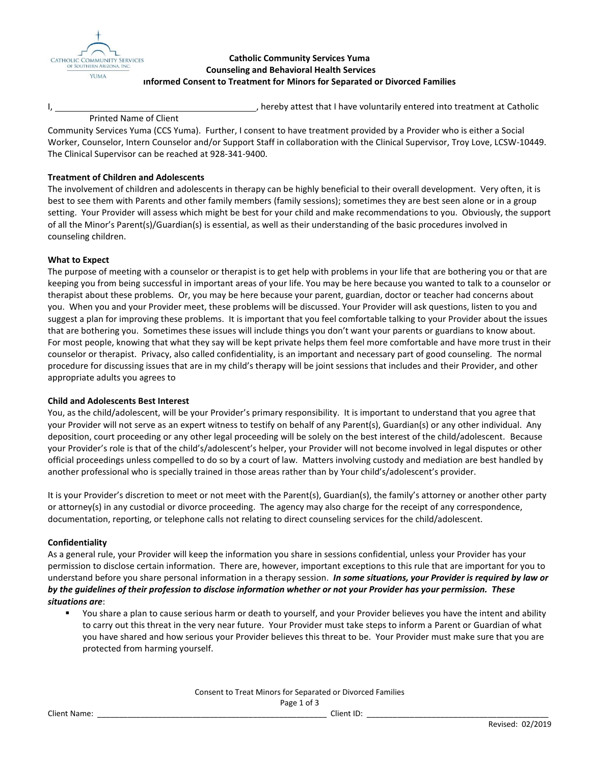**Catholic Community Services Yuma**
**Counseling and Behavioral Health Services**
**Informed Consent to Treatment for Minors for Separated or Divorced Families**

I, ________________________________________, hereby attest that I have voluntarily entered into treatment at Catholic
Printed Name of Client
Community Services Yuma (CCS Yuma). Further, I consent to have treatment provided by a Provider who is either a Social Worker, Counselor, Intern Counselor and/or Support Staff in collaboration with the Clinical Supervisor, Troy Love, LCSW-10449. The Clinical Supervisor can be reached at 928-341-9400.

**Treatment of Children and Adolescents**

The involvement of children and adolescents in therapy can be highly beneficial to their overall development. Very often, it is best to see them with Parents and other family members (family sessions); sometimes they are best seen alone or in a group setting. Your Provider will assess which might be best for your child and make recommendations to you. Obviously, the support of all the Minor's Parent(s)/Guardian(s) is essential, as well as their understanding of the basic procedures involved in counseling children.

**What to Expect**

The purpose of meeting with a counselor or therapist is to get help with problems in your life that are bothering you or that are keeping you from being successful in important areas of your life. You may be here because you wanted to talk to a counselor or therapist about these problems. Or, you may be here because your parent, guardian, doctor or teacher had concerns about you. When you and your Provider meet, these problems will be discussed. Your Provider will ask questions, listen to you and suggest a plan for improving these problems. It is important that you feel comfortable talking to your Provider about the issues that are bothering you. Sometimes these issues will include things you don't want your parents or guardians to know about. For most people, knowing that what they say will be kept private helps them feel more comfortable and have more trust in their counselor or therapist. Privacy, also called confidentiality, is an important and necessary part of good counseling. The normal procedure for discussing issues that are in my child's therapy will be joint sessions that includes and their Provider, and other appropriate adults you agrees to

**Child and Adolescents Best Interest**

You, as the child/adolescent, will be your Provider's primary responsibility. It is important to understand that you agree that your Provider will not serve as an expert witness to testify on behalf of any Parent(s), Guardian(s) or any other individual. Any deposition, court proceeding or any other legal proceeding will be solely on the best interest of the child/adolescent. Because your Provider's role is that of the child's/adolescent's helper, your Provider will not become involved in legal disputes or other official proceedings unless compelled to do so by a court of law. Matters involving custody and mediation are best handled by another professional who is specially trained in those areas rather than by Your child's/adolescent's provider.

It is your Provider's discretion to meet or not meet with the Parent(s), Guardian(s), the family's attorney or another other party or attorney(s) in any custodial or divorce proceeding. The agency may also charge for the receipt of any correspondence, documentation, reporting, or telephone calls not relating to direct counseling services for the child/adolescent.

**Confidentiality**

As a general rule, your Provider will keep the information you share in sessions confidential, unless your Provider has your permission to disclose certain information. There are, however, important exceptions to this rule that are important for you to understand before you share personal information in a therapy session. ***In some situations, your Provider is required by law or by the guidelines of their profession to disclose information whether or not your Provider has your permission. These situations are***:

- You share a plan to cause serious harm or death to yourself, and your Provider believes you have the intent and ability to carry out this threat in the very near future. Your Provider must take steps to inform a Parent or Guardian of what you have shared and how serious your Provider believes this threat to be. Your Provider must make sure that you are protected from harming yourself.

Client Name: ________________________________________ Client ID: ________________________________________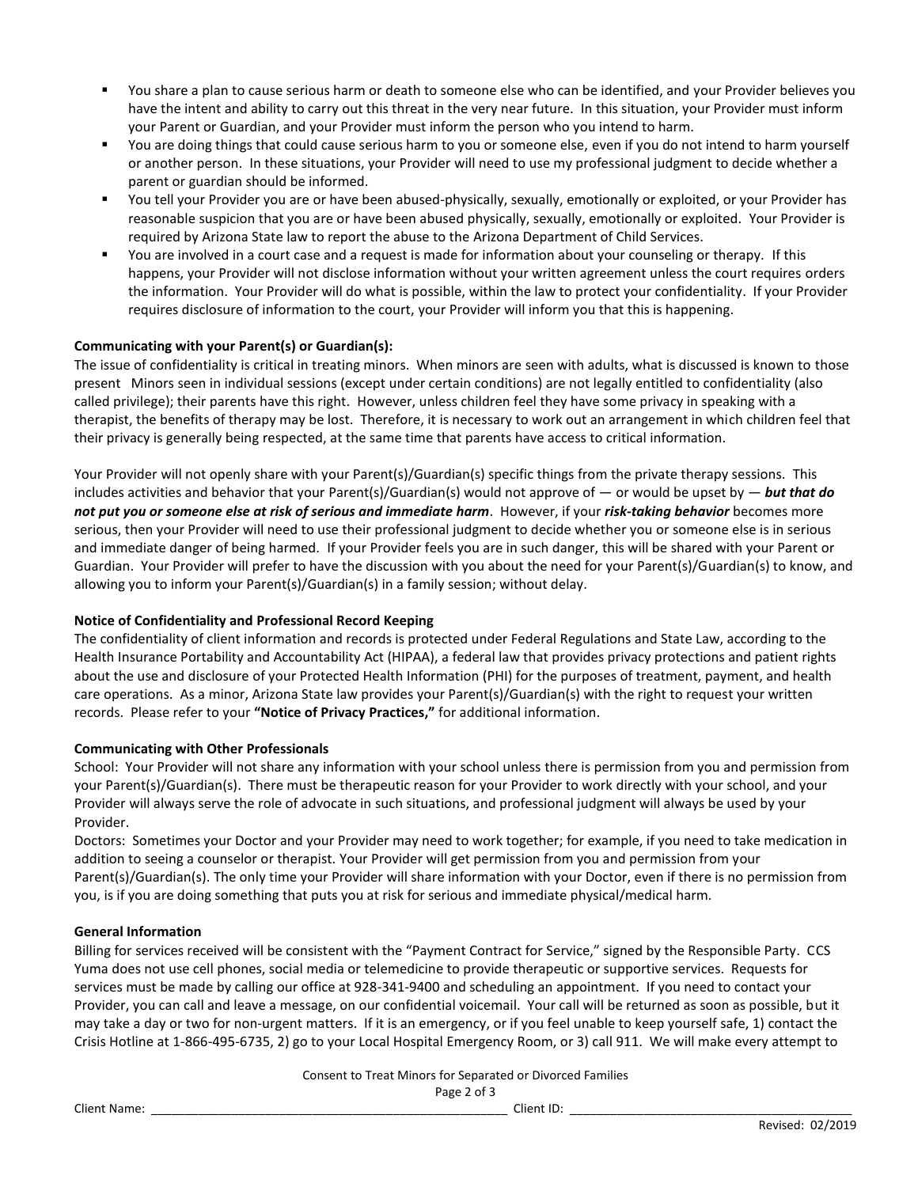- You share a plan to cause serious harm or death to someone else who can be identified, and your Provider believes you have the intent and ability to carry out this threat in the very near future. In this situation, your Provider must inform your Parent or Guardian, and your Provider must inform the person who you intend to harm.
- You are doing things that could cause serious harm to you or someone else, even if you do not intend to harm yourself or another person. In these situations, your Provider will need to use my professional judgment to decide whether a parent or guardian should be informed.
- You tell your Provider you are or have been abused-physically, sexually, emotionally or exploited, or your Provider has reasonable suspicion that you are or have been abused physically, sexually, emotionally or exploited. Your Provider is required by Arizona State law to report the abuse to the Arizona Department of Child Services.
- You are involved in a court case and a request is made for information about your counseling or therapy. If this happens, your Provider will not disclose information without your written agreement unless the court requires orders the information. Your Provider will do what is possible, within the law to protect your confidentiality. If your Provider requires disclosure of information to the court, your Provider will inform you that this is happening.

**Communicating with your Parent(s) or Guardian(s):**

The issue of confidentiality is critical in treating minors. When minors are seen with adults, what is discussed is known to those present Minors seen in individual sessions (except under certain conditions) are not legally entitled to confidentiality (also called privilege); their parents have this right. However, unless children feel they have some privacy in speaking with a therapist, the benefits of therapy may be lost. Therefore, it is necessary to work out an arrangement in which children feel that their privacy is generally being respected, at the same time that parents have access to critical information.

Your Provider will not openly share with your Parent(s)/Guardian(s) specific things from the private therapy sessions. This includes activities and behavior that your Parent(s)/Guardian(s) would not approve of — or would be upset by — ***but that do not put you or someone else at risk of serious and immediate harm***. However, if your ***risk-taking behavior*** becomes more serious, then your Provider will need to use their professional judgment to decide whether you or someone else is in serious and immediate danger of being harmed. If your Provider feels you are in such danger, this will be shared with your Parent or Guardian. Your Provider will prefer to have the discussion with you about the need for your Parent(s)/Guardian(s) to know, and allowing you to inform your Parent(s)/Guardian(s) in a family session; without delay.

**Notice of Confidentiality and Professional Record Keeping**

The confidentiality of client information and records is protected under Federal Regulations and State Law, according to the Health Insurance Portability and Accountability Act (HIPAA), a federal law that provides privacy protections and patient rights about the use and disclosure of your Protected Health Information (PHI) for the purposes of treatment, payment, and health care operations. As a minor, Arizona State law provides your Parent(s)/Guardian(s) with the right to request your written records. Please refer to your **"Notice of Privacy Practices,"** for additional information.

**Communicating with Other Professionals**

School: Your Provider will not share any information with your school unless there is permission from you and permission from your Parent(s)/Guardian(s). There must be therapeutic reason for your Provider to work directly with your school, and your Provider will always serve the role of advocate in such situations, and professional judgment will always be used by your Provider.

Doctors: Sometimes your Doctor and your Provider may need to work together; for example, if you need to take medication in addition to seeing a counselor or therapist. Your Provider will get permission from you and permission from your Parent(s)/Guardian(s). The only time your Provider will share information with your Doctor, even if there is no permission from you, is if you are doing something that puts you at risk for serious and immediate physical/medical harm.

**General Information**

Billing for services received will be consistent with the "Payment Contract for Service," signed by the Responsible Party. CCS Yuma does not use cell phones, social media or telemedicine to provide therapeutic or supportive services. Requests for services must be made by calling our office at 928-341-9400 and scheduling an appointment. If you need to contact your Provider, you can call and leave a message, on our confidential voicemail. Your call will be returned as soon as possible, but it may take a day or two for non-urgent matters. If it is an emergency, or if you feel unable to keep yourself safe, 1) contact the Crisis Hotline at 1-866-495-6735, 2) go to your Local Hospital Emergency Room, or 3) call 911. We will make every attempt to

Client Name: ______________________________ Client ID: ______________________________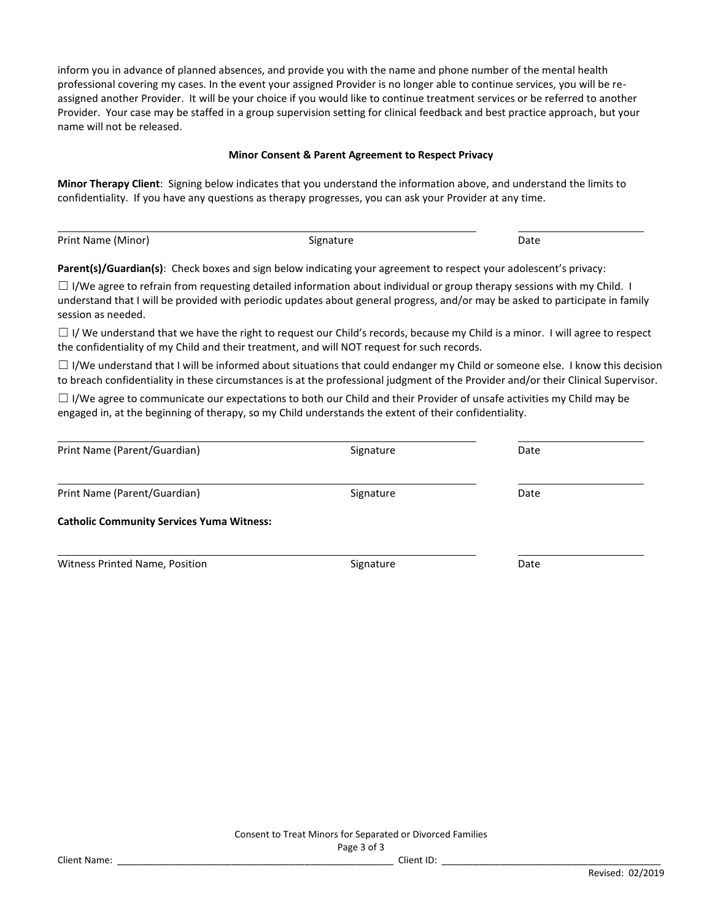inform you in advance of planned absences, and provide you with the name and phone number of the mental health professional covering my cases. In the event your assigned Provider is no longer able to continue services, you will be re-assigned another Provider. It will be your choice if you would like to continue treatment services or be referred to another Provider. Your case may be staffed in a group supervision setting for clinical feedback and best practice approach, but your name will not be released.

**Minor Consent & Parent Agreement to Respect Privacy**

**Minor Therapy Client**: Signing below indicates that you understand the information above, and understand the limits to confidentiality. If you have any questions as therapy progresses, you can ask your Provider at any time.

______________________________________________________________________ ____________________

Print Name (Minor) Signature Date

**Parent(s)/Guardian(s)**: Check boxes and sign below indicating your agreement to respect your adolescent's privacy:

☐ I/We agree to refrain from requesting detailed information about individual or group therapy sessions with my Child. I understand that I will be provided with periodic updates about general progress, and/or may be asked to participate in family session as needed.

☐ I/ We understand that we have the right to request our Child's records, because my Child is a minor. I will agree to respect the confidentiality of my Child and their treatment, and will NOT request for such records.

☐ I/We understand that I will be informed about situations that could endanger my Child or someone else. I know this decision to breach confidentiality in these circumstances is at the professional judgment of the Provider and/or their Clinical Supervisor.

☐ I/We agree to communicate our expectations to both our Child and their Provider of unsafe activities my Child may be engaged in, at the beginning of therapy, so my Child understands the extent of their confidentiality.

______________________________________________________________________ ____________________

Print Name (Parent/Guardian) Signature Date

______________________________________________________________________ ____________________

Print Name (Parent/Guardian) Signature Date

**Catholic Community Services Yuma Witness:**

______________________________________________________________________ ____________________

Witness Printed Name, Position Signature Date

Consent to Treat Minors for Separated or Divorced Families

Client Name: ____________________________________________________ Client ID: ______________________________________

Revised: 02/2019